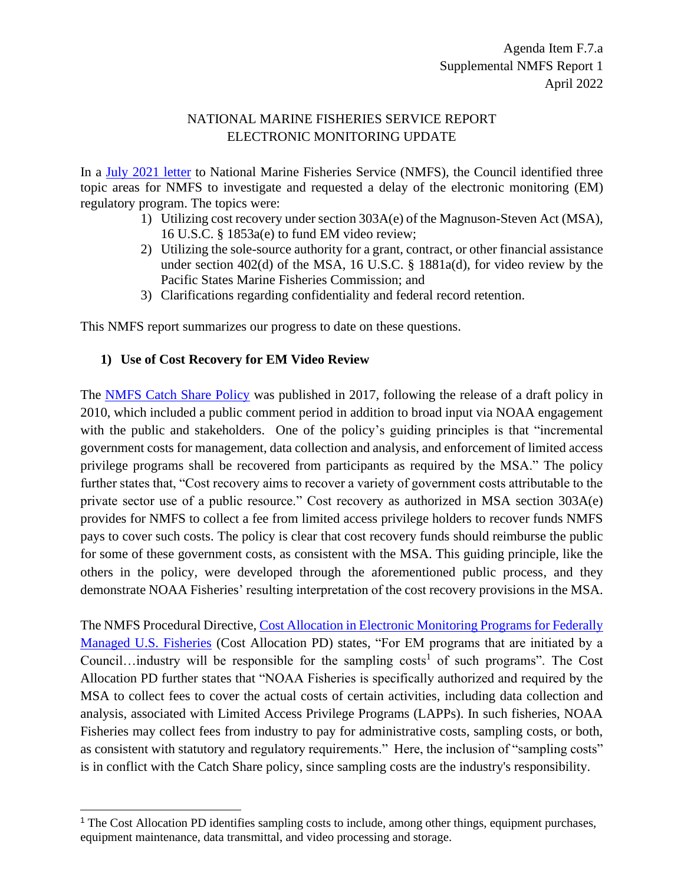Agenda Item F.7.a
Supplemental NMFS Report 1
April 2022

# NATIONAL MARINE FISHERIES SERVICE REPORT
# ELECTRONIC MONITORING UPDATE

In a July 2021 letter to National Marine Fisheries Service (NMFS), the Council identified three topic areas for NMFS to investigate and requested a delay of the electronic monitoring (EM) regulatory program. The topics were:

1) Utilizing cost recovery under section 303A(e) of the Magnuson-Steven Act (MSA), 16 U.S.C. § 1853a(e) to fund EM video review;
2) Utilizing the sole-source authority for a grant, contract, or other financial assistance under section 402(d) of the MSA, 16 U.S.C. § 1881a(d), for video review by the Pacific States Marine Fisheries Commission; and
3) Clarifications regarding confidentiality and federal record retention.

This NMFS report summarizes our progress to date on these questions.

## 1) Use of Cost Recovery for EM Video Review

The NMFS Catch Share Policy was published in 2017, following the release of a draft policy in 2010, which included a public comment period in addition to broad input via NOAA engagement with the public and stakeholders. One of the policy's guiding principles is that "incremental government costs for management, data collection and analysis, and enforcement of limited access privilege programs shall be recovered from participants as required by the MSA." The policy further states that, "Cost recovery aims to recover a variety of government costs attributable to the private sector use of a public resource." Cost recovery as authorized in MSA section 303A(e) provides for NMFS to collect a fee from limited access privilege holders to recover funds NMFS pays to cover such costs. The policy is clear that cost recovery funds should reimburse the public for some of these government costs, as consistent with the MSA. This guiding principle, like the others in the policy, were developed through the aforementioned public process, and they demonstrate NOAA Fisheries' resulting interpretation of the cost recovery provisions in the MSA.

The NMFS Procedural Directive, Cost Allocation in Electronic Monitoring Programs for Federally Managed U.S. Fisheries (Cost Allocation PD) states, "For EM programs that are initiated by a Council…industry will be responsible for the sampling costs[1] of such programs". The Cost Allocation PD further states that "NOAA Fisheries is specifically authorized and required by the MSA to collect fees to cover the actual costs of certain activities, including data collection and analysis, associated with Limited Access Privilege Programs (LAPPs). In such fisheries, NOAA Fisheries may collect fees from industry to pay for administrative costs, sampling costs, or both, as consistent with statutory and regulatory requirements." Here, the inclusion of "sampling costs" is in conflict with the Catch Share policy, since sampling costs are the industry's responsibility.

[1] The Cost Allocation PD identifies sampling costs to include, among other things, equipment purchases, equipment maintenance, data transmittal, and video processing and storage.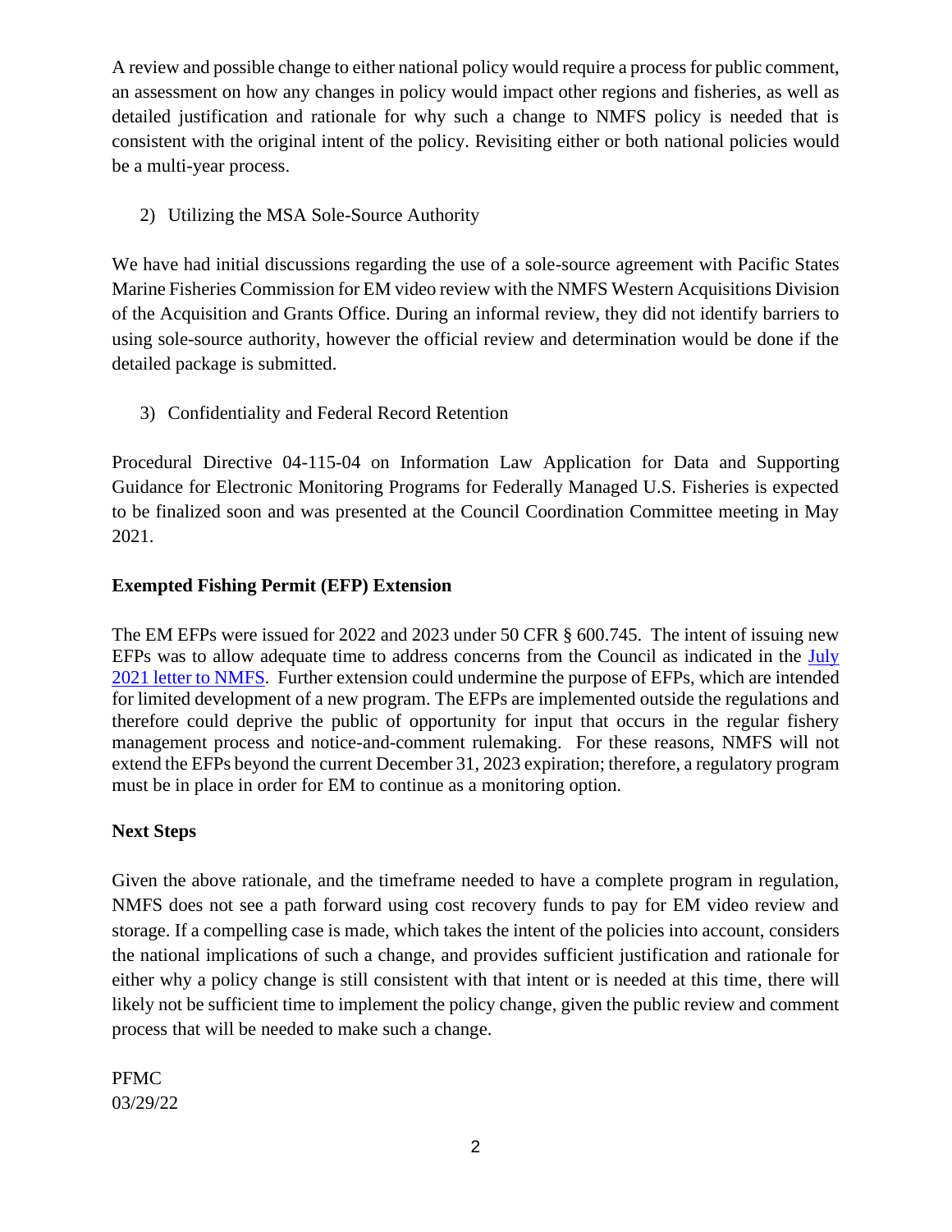A review and possible change to either national policy would require a process for public comment, an assessment on how any changes in policy would impact other regions and fisheries, as well as detailed justification and rationale for why such a change to NMFS policy is needed that is consistent with the original intent of the policy. Revisiting either or both national policies would be a multi-year process.

2) Utilizing the MSA Sole-Source Authority

We have had initial discussions regarding the use of a sole-source agreement with Pacific States Marine Fisheries Commission for EM video review with the NMFS Western Acquisitions Division of the Acquisition and Grants Office. During an informal review, they did not identify barriers to using sole-source authority, however the official review and determination would be done if the detailed package is submitted.

3) Confidentiality and Federal Record Retention

Procedural Directive 04-115-04 on Information Law Application for Data and Supporting Guidance for Electronic Monitoring Programs for Federally Managed U.S. Fisheries is expected to be finalized soon and was presented at the Council Coordination Committee meeting in May 2021.

**Exempted Fishing Permit (EFP) Extension**

The EM EFPs were issued for 2022 and 2023 under 50 CFR § 600.745. The intent of issuing new EFPs was to allow adequate time to address concerns from the Council as indicated in the July 2021 letter to NMFS. Further extension could undermine the purpose of EFPs, which are intended for limited development of a new program. The EFPs are implemented outside the regulations and therefore could deprive the public of opportunity for input that occurs in the regular fishery management process and notice-and-comment rulemaking. For these reasons, NMFS will not extend the EFPs beyond the current December 31, 2023 expiration; therefore, a regulatory program must be in place in order for EM to continue as a monitoring option.

**Next Steps**

Given the above rationale, and the timeframe needed to have a complete program in regulation, NMFS does not see a path forward using cost recovery funds to pay for EM video review and storage. If a compelling case is made, which takes the intent of the policies into account, considers the national implications of such a change, and provides sufficient justification and rationale for either why a policy change is still consistent with that intent or is needed at this time, there will likely not be sufficient time to implement the policy change, given the public review and comment process that will be needed to make such a change.

PFMC
03/29/22